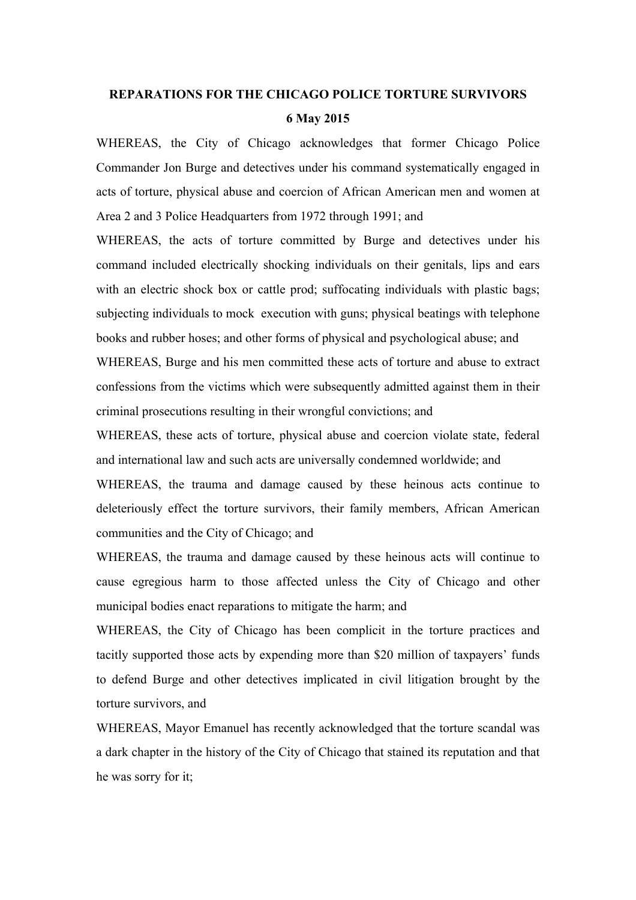**REPARATIONS FOR THE CHICAGO POLICE TORTURE SURVIVORS**

**6 May 2015**

WHEREAS, the City of Chicago acknowledges that former Chicago Police Commander Jon Burge and detectives under his command systematically engaged in acts of torture, physical abuse and coercion of African American men and women at Area 2 and 3 Police Headquarters from 1972 through 1991; and

WHEREAS, the acts of torture committed by Burge and detectives under his command included electrically shocking individuals on their genitals, lips and ears with an electric shock box or cattle prod; suffocating individuals with plastic bags; subjecting individuals to mock execution with guns; physical beatings with telephone books and rubber hoses; and other forms of physical and psychological abuse; and

WHEREAS, Burge and his men committed these acts of torture and abuse to extract confessions from the victims which were subsequently admitted against them in their criminal prosecutions resulting in their wrongful convictions; and

WHEREAS, these acts of torture, physical abuse and coercion violate state, federal and international law and such acts are universally condemned worldwide; and

WHEREAS, the trauma and damage caused by these heinous acts continue to deleteriously effect the torture survivors, their family members, African American communities and the City of Chicago; and

WHEREAS, the trauma and damage caused by these heinous acts will continue to cause egregious harm to those affected unless the City of Chicago and other municipal bodies enact reparations to mitigate the harm; and

WHEREAS, the City of Chicago has been complicit in the torture practices and tacitly supported those acts by expending more than $20 million of taxpayers' funds to defend Burge and other detectives implicated in civil litigation brought by the torture survivors, and

WHEREAS, Mayor Emanuel has recently acknowledged that the torture scandal was a dark chapter in the history of the City of Chicago that stained its reputation and that he was sorry for it;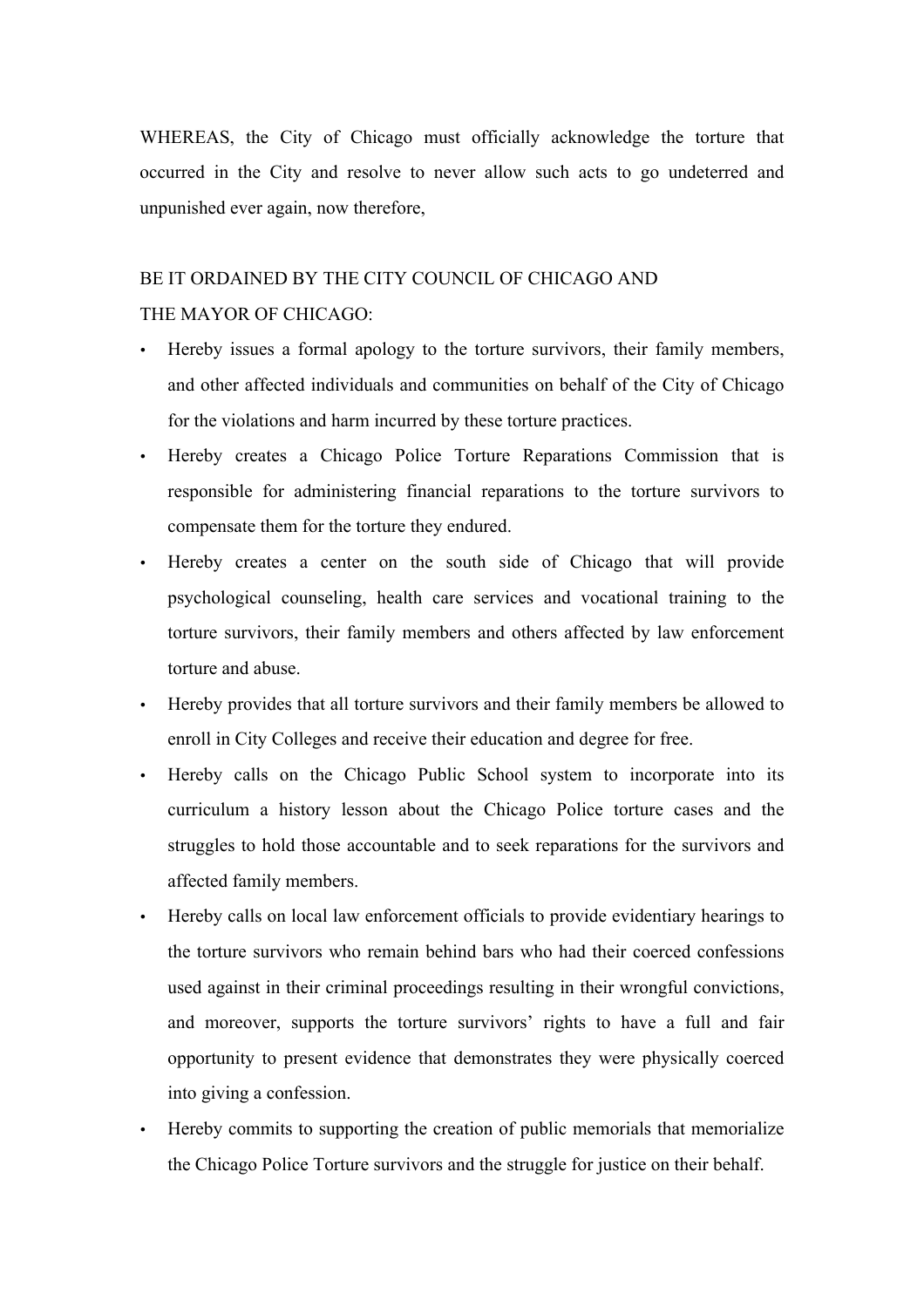WHEREAS, the City of Chicago must officially acknowledge the torture that occurred in the City and resolve to never allow such acts to go undeterred and unpunished ever again, now therefore,

BE IT ORDAINED BY THE CITY COUNCIL OF CHICAGO AND
THE MAYOR OF CHICAGO:

- Hereby issues a formal apology to the torture survivors, their family members, and other affected individuals and communities on behalf of the City of Chicago for the violations and harm incurred by these torture practices.
- Hereby creates a Chicago Police Torture Reparations Commission that is responsible for administering financial reparations to the torture survivors to compensate them for the torture they endured.
- Hereby creates a center on the south side of Chicago that will provide psychological counseling, health care services and vocational training to the torture survivors, their family members and others affected by law enforcement torture and abuse.
- Hereby provides that all torture survivors and their family members be allowed to enroll in City Colleges and receive their education and degree for free.
- Hereby calls on the Chicago Public School system to incorporate into its curriculum a history lesson about the Chicago Police torture cases and the struggles to hold those accountable and to seek reparations for the survivors and affected family members.
- Hereby calls on local law enforcement officials to provide evidentiary hearings to the torture survivors who remain behind bars who had their coerced confessions used against in their criminal proceedings resulting in their wrongful convictions, and moreover, supports the torture survivors' rights to have a full and fair opportunity to present evidence that demonstrates they were physically coerced into giving a confession.
- Hereby commits to supporting the creation of public memorials that memorialize the Chicago Police Torture survivors and the struggle for justice on their behalf.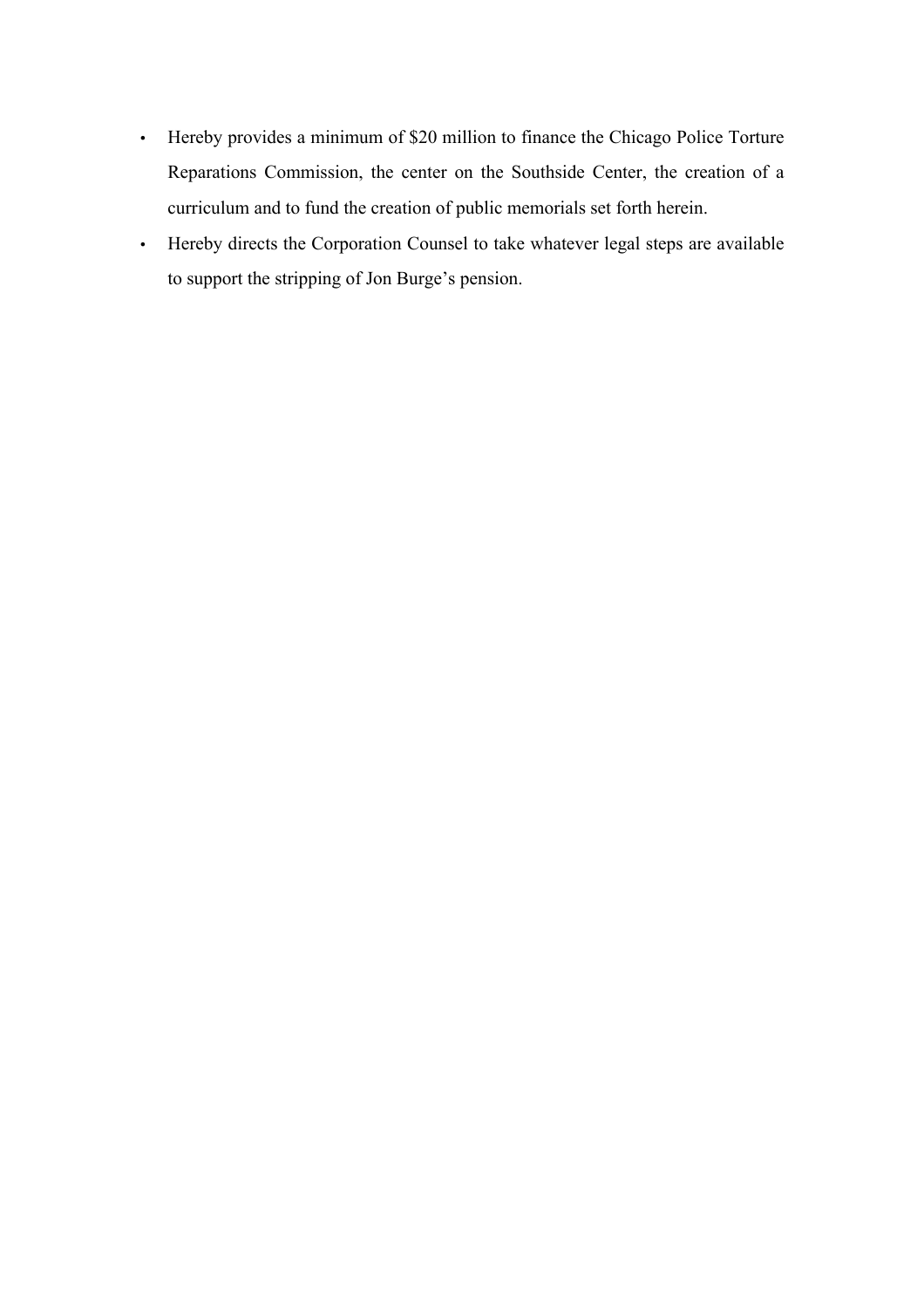- Hereby provides a minimum of $20 million to finance the Chicago Police Torture Reparations Commission, the center on the Southside Center, the creation of a curriculum and to fund the creation of public memorials set forth herein.
- Hereby directs the Corporation Counsel to take whatever legal steps are available to support the stripping of Jon Burge's pension.